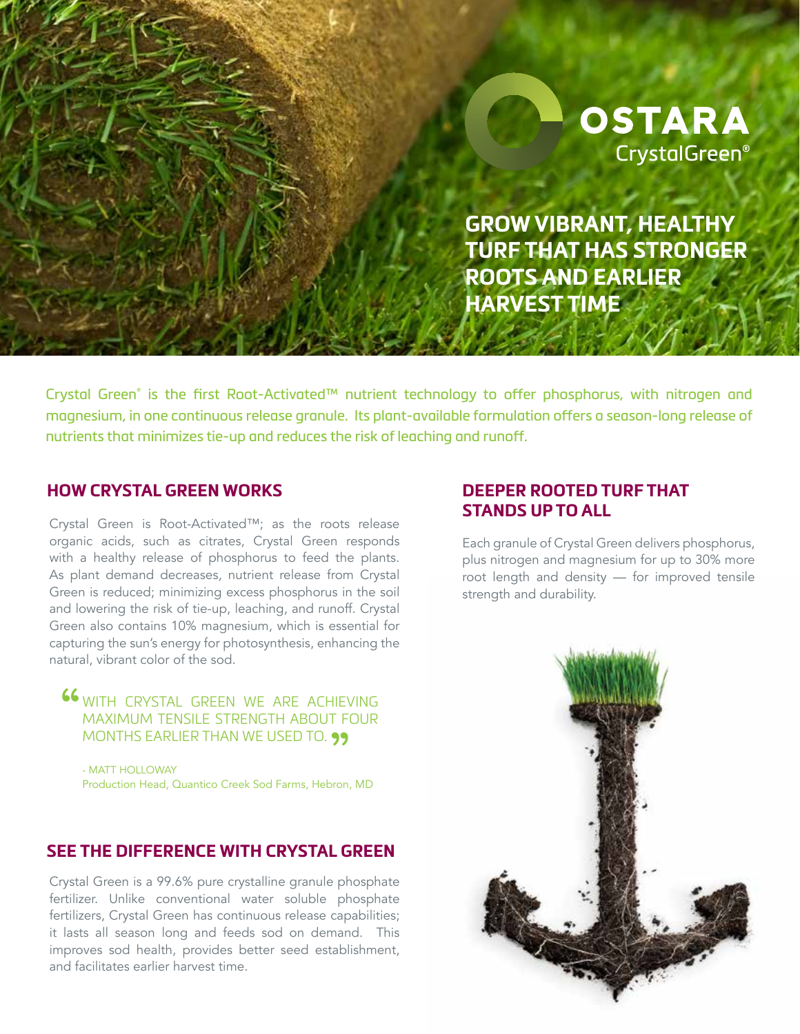OSTARA
CrystalGreen®

# GROW VIBRANT, HEALTHY TURF THAT HAS STRONGER ROOTS AND EARLIER HARVEST TIME

Crystal Green® is the first Root-Activated™ nutrient technology to offer phosphorus, with nitrogen and magnesium, in one continuous release granule. Its plant-available formulation offers a season-long release of nutrients that minimizes tie-up and reduces the risk of leaching and runoff.

## HOW CRYSTAL GREEN WORKS

Crystal Green is Root-Activated™; as the roots release organic acids, such as citrates, Crystal Green responds with a healthy release of phosphorus to feed the plants. As plant demand decreases, nutrient release from Crystal Green is reduced; minimizing excess phosphorus in the soil and lowering the risk of tie-up, leaching, and runoff. Crystal Green also contains 10% magnesium, which is essential for capturing the sun's energy for photosynthesis, enhancing the natural, vibrant color of the sod.

> "WITH CRYSTAL GREEN WE ARE ACHIEVING MAXIMUM TENSILE STRENGTH ABOUT FOUR MONTHS EARLIER THAN WE USED TO."
>
> \- MATT HOLLOWAY
> Production Head, Quantico Creek Sod Farms, Hebron, MD

## SEE THE DIFFERENCE WITH CRYSTAL GREEN

Crystal Green is a 99.6% pure crystalline granule phosphate fertilizer. Unlike conventional water soluble phosphate fertilizers, Crystal Green has continuous release capabilities; it lasts all season long and feeds sod on demand. This improves sod health, provides better seed establishment, and facilitates earlier harvest time.

## DEEPER ROOTED TURF THAT STANDS UP TO ALL

Each granule of Crystal Green delivers phosphorus, plus nitrogen and magnesium for up to 30% more root length and density — for improved tensile strength and durability.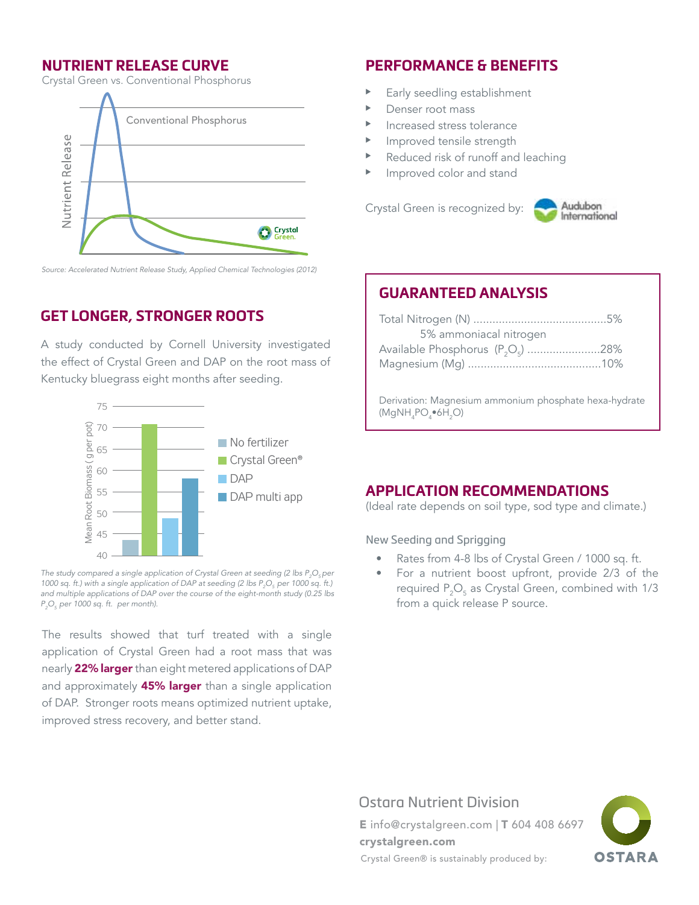## NUTRIENT RELEASE CURVE

Crystal Green vs. Conventional Phosphorus

Nutrient Release

Conventional Phosphorus

Crystal Green.

*Source: Accelerated Nutrient Release Study, Applied Chemical Technologies (2012)*

## GET LONGER, STRONGER ROOTS

A study conducted by Cornell University investigated the effect of Crystal Green and DAP on the root mass of Kentucky bluegrass eight months after seeding.

Mean Root Biomass ( g per pot)

75
70
65
60
55
50
45
40

No fertilizer
Crystal Green®
DAP
DAP multi app

*The study compared a single application of Crystal Green at seeding (2 lbs $P_2O_5$ per 1000 sq. ft.) with a single application of DAP at seeding (2 lbs $P_2O_5$ per 1000 sq. ft.) and multiple applications of DAP over the course of the eight-month study (0.25 lbs $P_2O_5$ per 1000 sq. ft. per month).*

The results showed that turf treated with a single application of Crystal Green had a root mass that was nearly **22% larger** than eight metered applications of DAP and approximately **45% larger** than a single application of DAP. Stronger roots means optimized nutrient uptake, improved stress recovery, and better stand.

## PERFORMANCE & BENEFITS

- Early seedling establishment
- Denser root mass
- Increased stress tolerance
- Improved tensile strength
- Reduced risk of runoff and leaching
- Improved color and stand

Crystal Green is recognized by: Audubon International

## GUARANTEED ANALYSIS

Total Nitrogen (N) ..........................................5%
5% ammoniacal nitrogen
Available Phosphorus ($P_2O_5$) .......................28%
Magnesium (Mg) ..........................................10%

Derivation: Magnesium ammonium phosphate hexa-hydrate ($MgNH_4PO_4 \cdot 6H_2O$)

## APPLICATION RECOMMENDATIONS

(Ideal rate depends on soil type, sod type and climate.)

New Seeding and Sprigging

- Rates from 4-8 lbs of Crystal Green / 1000 sq. ft.
- For a nutrient boost upfront, provide 2/3 of the required $P_2O_5$ as Crystal Green, combined with 1/3 from a quick release P source.

Ostara Nutrient Division

**E** info@crystalgreen.com | **T** 604 408 6697

**crystalgreen.com**

Crystal Green® is sustainably produced by: OSTARA